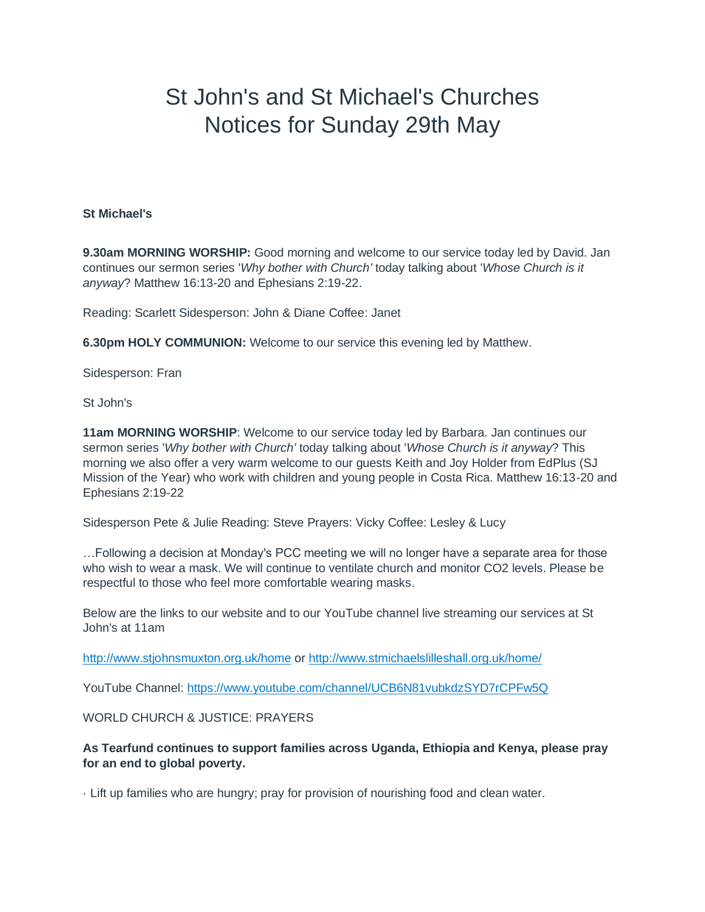// Trying to render in Bolt

# St John's and St Michael's Churches Notices for Sunday 29th May

**St Michael's**

**9.30am MORNING WORSHIP:** Good morning and welcome to our service today led by David. Jan continues our sermon series '*Why bother with Church'* today talking about '*Whose Church is it anyway*? Matthew 16:13-20 and Ephesians 2:19-22.

Reading: Scarlett Sidesperson: John & Diane Coffee: Janet

**6.30pm HOLY COMMUNION:** Welcome to our service this evening led by Matthew.

Sidesperson: Fran

St John's

**11am MORNING WORSHIP**: Welcome to our service today led by Barbara. Jan continues our sermon series '*Why bother with Church'* today talking about '*Whose Church is it anyway*? This morning we also offer a very warm welcome to our guests Keith and Joy Holder from EdPlus (SJ Mission of the Year) who work with children and young people in Costa Rica. Matthew 16:13-20 and Ephesians 2:19-22

Sidesperson Pete & Julie Reading: Steve Prayers: Vicky Coffee: Lesley & Lucy

…Following a decision at Monday's PCC meeting we will no longer have a separate area for those who wish to wear a mask. We will continue to ventilate church and monitor CO2 levels. Please be respectful to those who feel more comfortable wearing masks.

Below are the links to our website and to our YouTube channel live streaming our services at St John's at 11am

http://www.stjohnsmuxton.org.uk/home or http://www.stmichaelslilleshall.org.uk/home/

YouTube Channel: https://www.youtube.com/channel/UCB6N81vubkdzSYD7rCPFw5Q

WORLD CHURCH & JUSTICE: PRAYERS

**As Tearfund continues to support families across Uganda, Ethiopia and Kenya, please pray for an end to global poverty.**

· Lift up families who are hungry; pray for provision of nourishing food and clean water.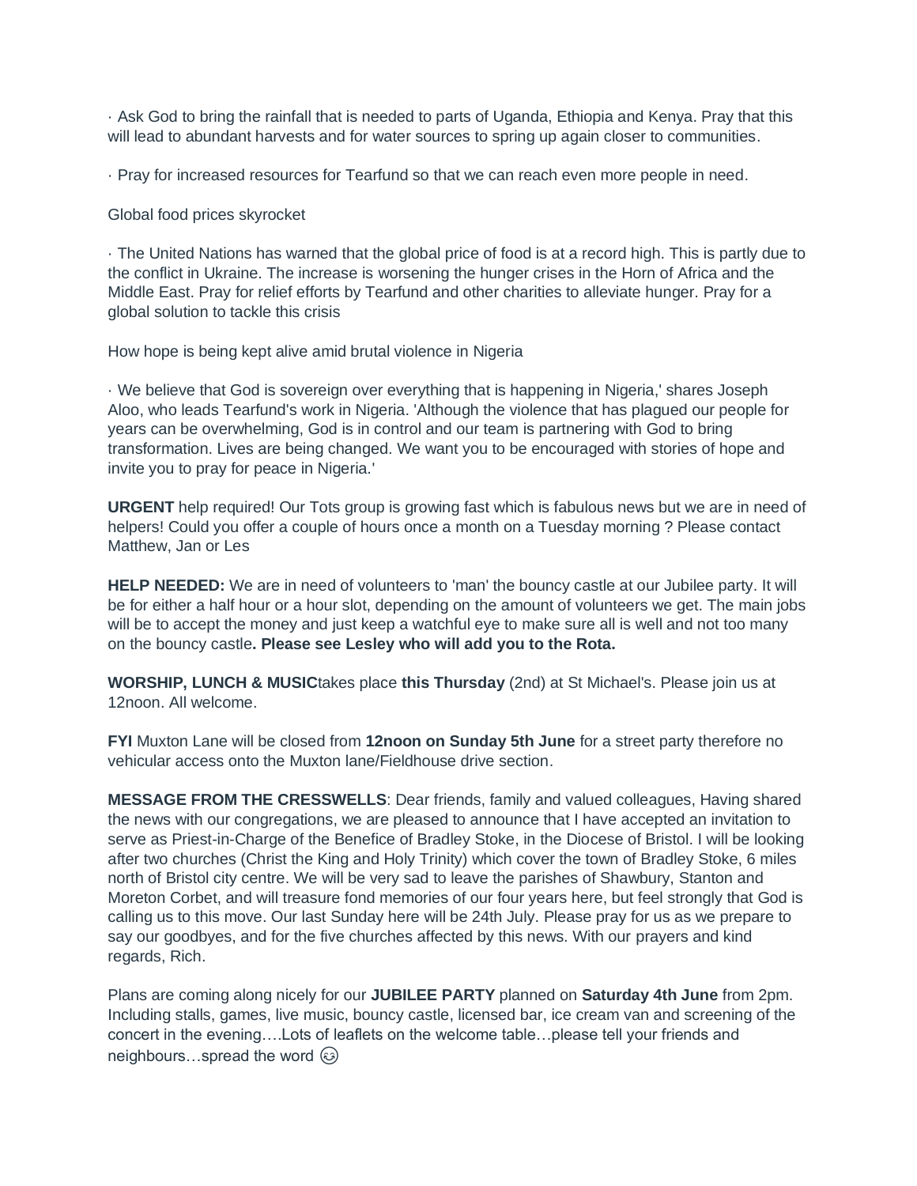· Ask God to bring the rainfall that is needed to parts of Uganda, Ethiopia and Kenya. Pray that this will lead to abundant harvests and for water sources to spring up again closer to communities.

· Pray for increased resources for Tearfund so that we can reach even more people in need.

Global food prices skyrocket

· The United Nations has warned that the global price of food is at a record high. This is partly due to the conflict in Ukraine. The increase is worsening the hunger crises in the Horn of Africa and the Middle East. Pray for relief efforts by Tearfund and other charities to alleviate hunger. Pray for a global solution to tackle this crisis

How hope is being kept alive amid brutal violence in Nigeria

· We believe that God is sovereign over everything that is happening in Nigeria,' shares Joseph Aloo, who leads Tearfund's work in Nigeria. 'Although the violence that has plagued our people for years can be overwhelming, God is in control and our team is partnering with God to bring transformation. Lives are being changed. We want you to be encouraged with stories of hope and invite you to pray for peace in Nigeria.'

**URGENT** help required! Our Tots group is growing fast which is fabulous news but we are in need of helpers! Could you offer a couple of hours once a month on a Tuesday morning ? Please contact Matthew, Jan or Les

**HELP NEEDED:** We are in need of volunteers to 'man' the bouncy castle at our Jubilee party. It will be for either a half hour or a hour slot, depending on the amount of volunteers we get. The main jobs will be to accept the money and just keep a watchful eye to make sure all is well and not too many on the bouncy castle**. Please see Lesley who will add you to the Rota.**

**WORSHIP, LUNCH & MUSIC**takes place **this Thursday** (2nd) at St Michael's. Please join us at 12noon. All welcome.

**FYI** Muxton Lane will be closed from **12noon on Sunday 5th June** for a street party therefore no vehicular access onto the Muxton lane/Fieldhouse drive section.

**MESSAGE FROM THE CRESSWELLS**: Dear friends, family and valued colleagues, Having shared the news with our congregations, we are pleased to announce that I have accepted an invitation to serve as Priest-in-Charge of the Benefice of Bradley Stoke, in the Diocese of Bristol. I will be looking after two churches (Christ the King and Holy Trinity) which cover the town of Bradley Stoke, 6 miles north of Bristol city centre. We will be very sad to leave the parishes of Shawbury, Stanton and Moreton Corbet, and will treasure fond memories of our four years here, but feel strongly that God is calling us to this move. Our last Sunday here will be 24th July. Please pray for us as we prepare to say our goodbyes, and for the five churches affected by this news. With our prayers and kind regards, Rich.

Plans are coming along nicely for our **JUBILEE PARTY** planned on **Saturday 4th June** from 2pm. Including stalls, games, live music, bouncy castle, licensed bar, ice cream van and screening of the concert in the evening….Lots of leaflets on the welcome table…please tell your friends and neighbours…spread the word 😉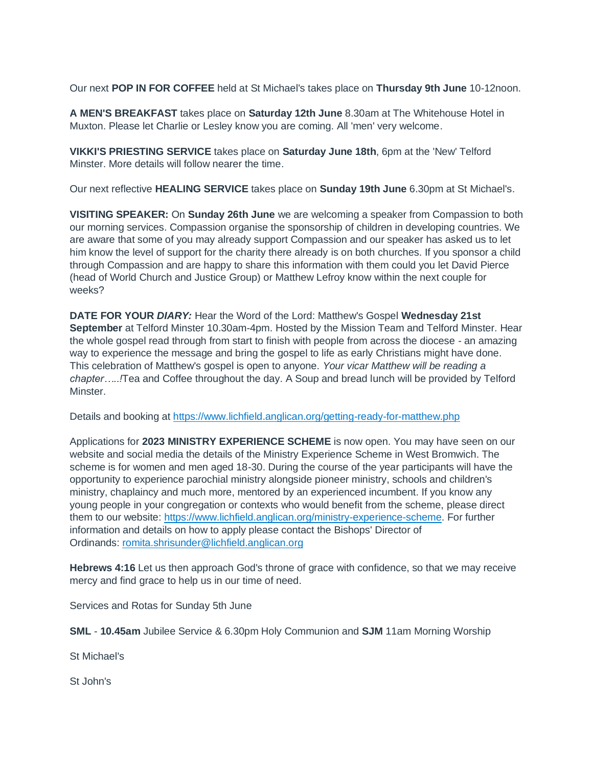Our next **POP IN FOR COFFEE** held at St Michael's takes place on **Thursday 9th June** 10-12noon.

**A MEN'S BREAKFAST** takes place on **Saturday 12th June** 8.30am at The Whitehouse Hotel in Muxton. Please let Charlie or Lesley know you are coming. All 'men' very welcome.

**VIKKI'S PRIESTING SERVICE** takes place on **Saturday June 18th**, 6pm at the 'New' Telford Minster. More details will follow nearer the time.

Our next reflective **HEALING SERVICE** takes place on **Sunday 19th June** 6.30pm at St Michael's.

**VISITING SPEAKER:** On **Sunday 26th June** we are welcoming a speaker from Compassion to both our morning services. Compassion organise the sponsorship of children in developing countries. We are aware that some of you may already support Compassion and our speaker has asked us to let him know the level of support for the charity there already is on both churches. If you sponsor a child through Compassion and are happy to share this information with them could you let David Pierce (head of World Church and Justice Group) or Matthew Lefroy know within the next couple for weeks?

**DATE FOR YOUR *DIARY:*** Hear the Word of the Lord: Matthew's Gospel **Wednesday 21st September** at Telford Minster 10.30am-4pm. Hosted by the Mission Team and Telford Minster. Hear the whole gospel read through from start to finish with people from across the diocese - an amazing way to experience the message and bring the gospel to life as early Christians might have done. This celebration of Matthew's gospel is open to anyone. *Your vicar Matthew will be reading a chapter…..!*Tea and Coffee throughout the day. A Soup and bread lunch will be provided by Telford Minster.

Details and booking at https://www.lichfield.anglican.org/getting-ready-for-matthew.php

Applications for **2023 MINISTRY EXPERIENCE SCHEME** is now open. You may have seen on our website and social media the details of the Ministry Experience Scheme in West Bromwich. The scheme is for women and men aged 18-30. During the course of the year participants will have the opportunity to experience parochial ministry alongside pioneer ministry, schools and children's ministry, chaplaincy and much more, mentored by an experienced incumbent. If you know any young people in your congregation or contexts who would benefit from the scheme, please direct them to our website: https://www.lichfield.anglican.org/ministry-experience-scheme. For further information and details on how to apply please contact the Bishops' Director of Ordinands: romita.shrisunder@lichfield.anglican.org

**Hebrews 4:16** Let us then approach God's throne of grace with confidence, so that we may receive mercy and find grace to help us in our time of need.

Services and Rotas for Sunday 5th June

**SML** - **10.45am** Jubilee Service & 6.30pm Holy Communion and **SJM** 11am Morning Worship

St Michael's

St John's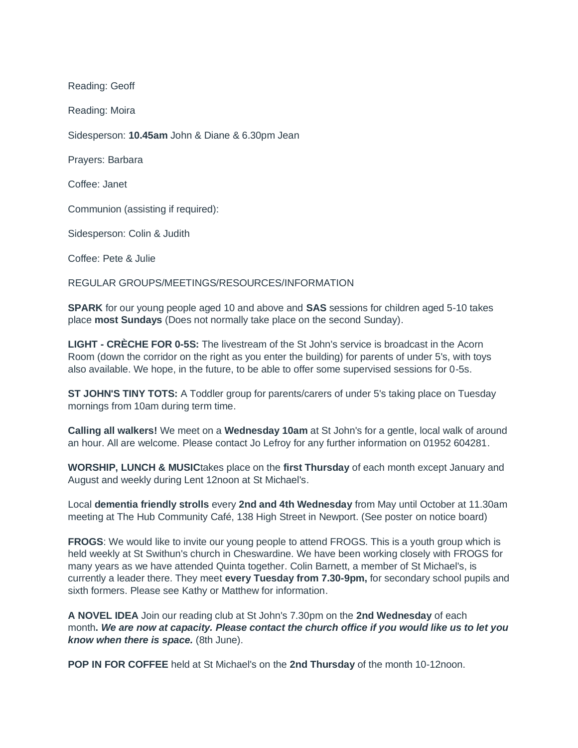Reading: Geoff

Reading: Moira

Sidesperson: **10.45am** John & Diane & 6.30pm Jean

Prayers: Barbara

Coffee: Janet

Communion (assisting if required):

Sidesperson: Colin & Judith

Coffee: Pete & Julie

REGULAR GROUPS/MEETINGS/RESOURCES/INFORMATION

**SPARK** for our young people aged 10 and above and **SAS** sessions for children aged 5-10 takes place **most Sundays** (Does not normally take place on the second Sunday).

**LIGHT - CRÈCHE FOR 0-5S:** The livestream of the St John's service is broadcast in the Acorn Room (down the corridor on the right as you enter the building) for parents of under 5's, with toys also available. We hope, in the future, to be able to offer some supervised sessions for 0-5s.

**ST JOHN'S TINY TOTS:** A Toddler group for parents/carers of under 5's taking place on Tuesday mornings from 10am during term time.

**Calling all walkers!** We meet on a **Wednesday 10am** at St John's for a gentle, local walk of around an hour. All are welcome. Please contact Jo Lefroy for any further information on 01952 604281.

**WORSHIP, LUNCH & MUSIC**takes place on the **first Thursday** of each month except January and August and weekly during Lent 12noon at St Michael's.

Local **dementia friendly strolls** every **2nd and 4th Wednesday** from May until October at 11.30am meeting at The Hub Community Café, 138 High Street in Newport. (See poster on notice board)

**FROGS**: We would like to invite our young people to attend FROGS. This is a youth group which is held weekly at St Swithun's church in Cheswardine. We have been working closely with FROGS for many years as we have attended Quinta together. Colin Barnett, a member of St Michael's, is currently a leader there. They meet **every Tuesday from 7.30-9pm,** for secondary school pupils and sixth formers. Please see Kathy or Matthew for information.

**A NOVEL IDEA** Join our reading club at St John's 7.30pm on the **2nd Wednesday** of each month**. *We are now at capacity. Please contact the church office if you would like us to let you know when there is space.*** (8th June).

**POP IN FOR COFFEE** held at St Michael's on the **2nd Thursday** of the month 10-12noon.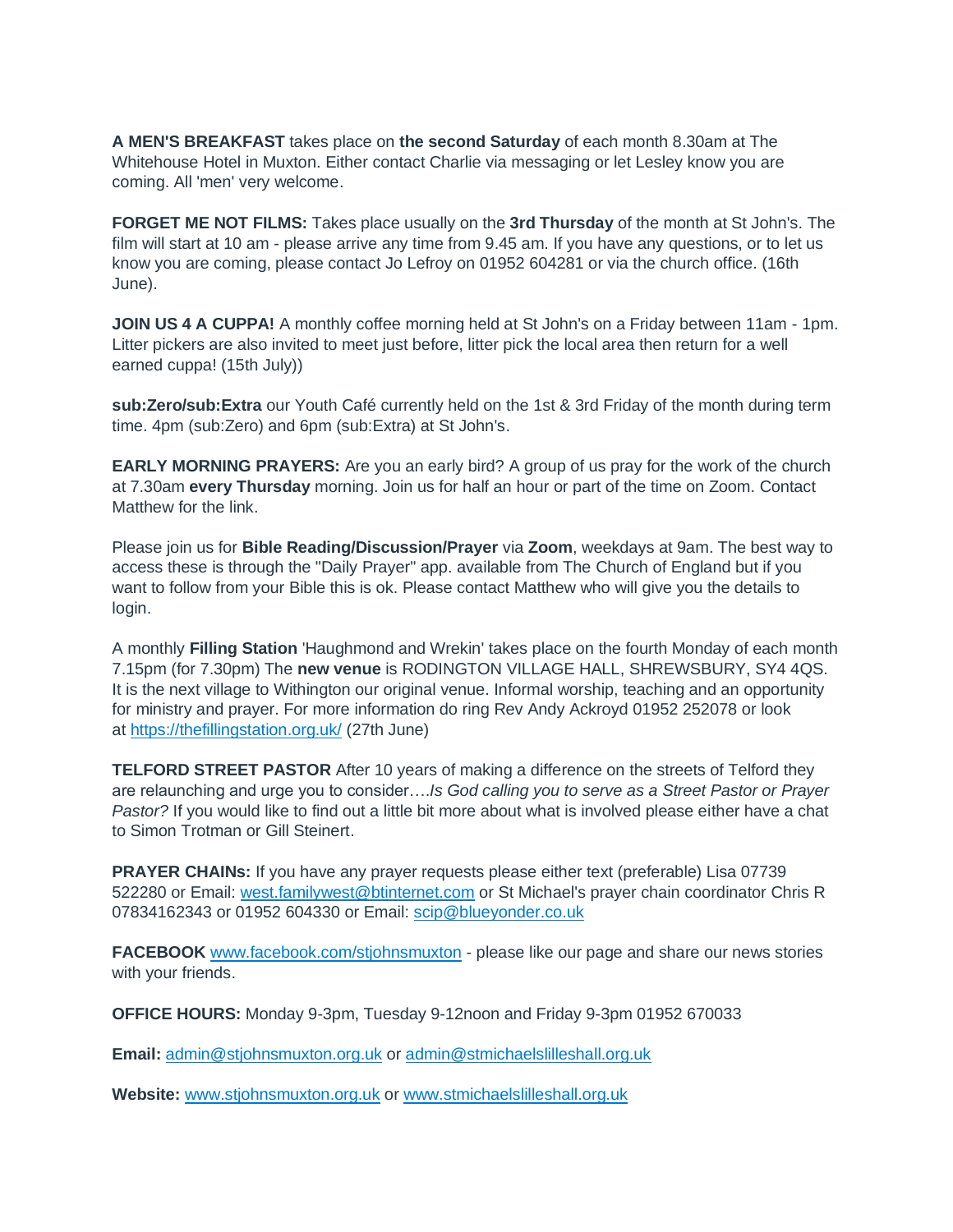**A MEN'S BREAKFAST** takes place on **the second Saturday** of each month 8.30am at The Whitehouse Hotel in Muxton. Either contact Charlie via messaging or let Lesley know you are coming. All 'men' very welcome.

**FORGET ME NOT FILMS:** Takes place usually on the **3rd Thursday** of the month at St John's. The film will start at 10 am - please arrive any time from 9.45 am. If you have any questions, or to let us know you are coming, please contact Jo Lefroy on 01952 604281 or via the church office. (16th June).

**JOIN US 4 A CUPPA!** A monthly coffee morning held at St John's on a Friday between 11am - 1pm. Litter pickers are also invited to meet just before, litter pick the local area then return for a well earned cuppa! (15th July))

**sub:Zero/sub:Extra** our Youth Café currently held on the 1st & 3rd Friday of the month during term time. 4pm (sub:Zero) and 6pm (sub:Extra) at St John's.

**EARLY MORNING PRAYERS:** Are you an early bird? A group of us pray for the work of the church at 7.30am **every Thursday** morning. Join us for half an hour or part of the time on Zoom. Contact Matthew for the link.

Please join us for **Bible Reading/Discussion/Prayer** via **Zoom**, weekdays at 9am. The best way to access these is through the "Daily Prayer" app. available from The Church of England but if you want to follow from your Bible this is ok. Please contact Matthew who will give you the details to login.

A monthly **Filling Station** 'Haughmond and Wrekin' takes place on the fourth Monday of each month 7.15pm (for 7.30pm) The **new venue** is RODINGTON VILLAGE HALL, SHREWSBURY, SY4 4QS. It is the next village to Withington our original venue. Informal worship, teaching and an opportunity for ministry and prayer. For more information do ring Rev Andy Ackroyd 01952 252078 or look at [https://thefillingstation.org.uk/](https://thefillingstation.org.uk/) (27th June)

**TELFORD STREET PASTOR** After 10 years of making a difference on the streets of Telford they are relaunching and urge you to consider….*Is God calling you to serve as a Street Pastor or Prayer Pastor?* If you would like to find out a little bit more about what is involved please either have a chat to Simon Trotman or Gill Steinert.

**PRAYER CHAINs:** If you have any prayer requests please either text (preferable) Lisa 07739 522280 or Email: [west.familywest@btinternet.com](mailto:west.familywest@btinternet.com) or St Michael's prayer chain coordinator Chris R 07834162343 or 01952 604330 or Email: [scip@blueyonder.co.uk](mailto:scip@blueyonder.co.uk)

**FACEBOOK** [www.facebook.com/stjohnsmuxton](http://www.facebook.com/stjohnsmuxton) - please like our page and share our news stories with your friends.

**OFFICE HOURS:** Monday 9-3pm, Tuesday 9-12noon and Friday 9-3pm 01952 670033

**Email:** [admin@stjohnsmuxton.org.uk](mailto:admin@stjohnsmuxton.org.uk) or [admin@stmichaelslilleshall.org.uk](mailto:admin@stmichaelslilleshall.org.uk)

**Website:** [www.stjohnsmuxton.org.uk](http://www.stjohnsmuxton.org.uk) or [www.stmichaelslilleshall.org.uk](http://www.stmichaelslilleshall.org.uk)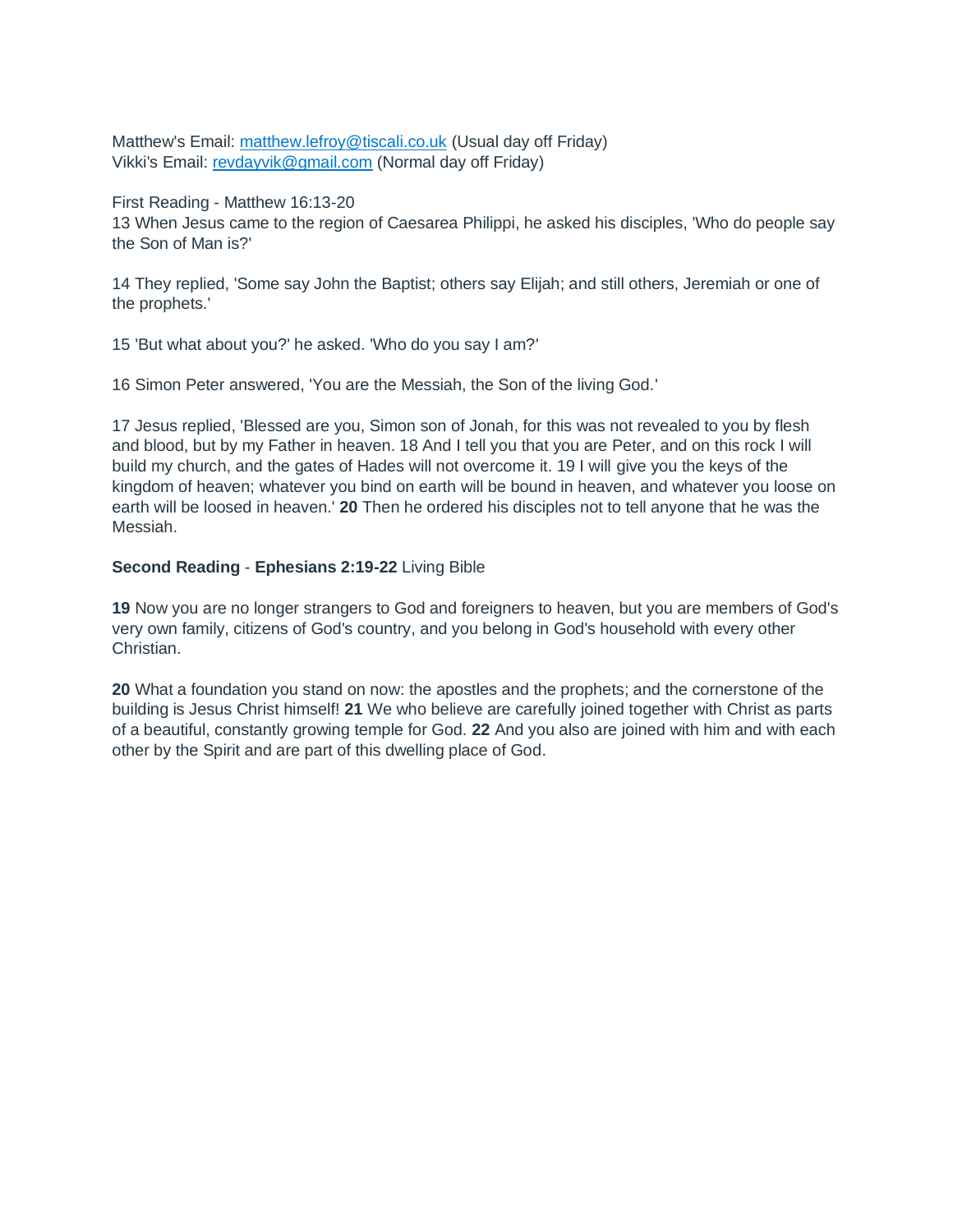Matthew's Email: [matthew.lefroy@tiscali.co.uk](mailto:matthew.lefroy@tiscali.co.uk) (Usual day off Friday)
Vikki's Email: [revdayvik@gmail.com](mailto:revdayvik@gmail.com) (Normal day off Friday)

First Reading - Matthew 16:13-20
13 When Jesus came to the region of Caesarea Philippi, he asked his disciples, 'Who do people say the Son of Man is?'

14 They replied, 'Some say John the Baptist; others say Elijah; and still others, Jeremiah or one of the prophets.'

15 'But what about you?' he asked. 'Who do you say I am?'

16 Simon Peter answered, 'You are the Messiah, the Son of the living God.'

17 Jesus replied, 'Blessed are you, Simon son of Jonah, for this was not revealed to you by flesh and blood, but by my Father in heaven. 18 And I tell you that you are Peter, and on this rock I will build my church, and the gates of Hades will not overcome it. 19 I will give you the keys of the kingdom of heaven; whatever you bind on earth will be bound in heaven, and whatever you loose on earth will be loosed in heaven.' **20** Then he ordered his disciples not to tell anyone that he was the Messiah.

**Second Reading** - **Ephesians 2:19-22** Living Bible

**19** Now you are no longer strangers to God and foreigners to heaven, but you are members of God's very own family, citizens of God's country, and you belong in God's household with every other Christian.

**20** What a foundation you stand on now: the apostles and the prophets; and the cornerstone of the building is Jesus Christ himself! **21** We who believe are carefully joined together with Christ as parts of a beautiful, constantly growing temple for God. **22** And you also are joined with him and with each other by the Spirit and are part of this dwelling place of God.